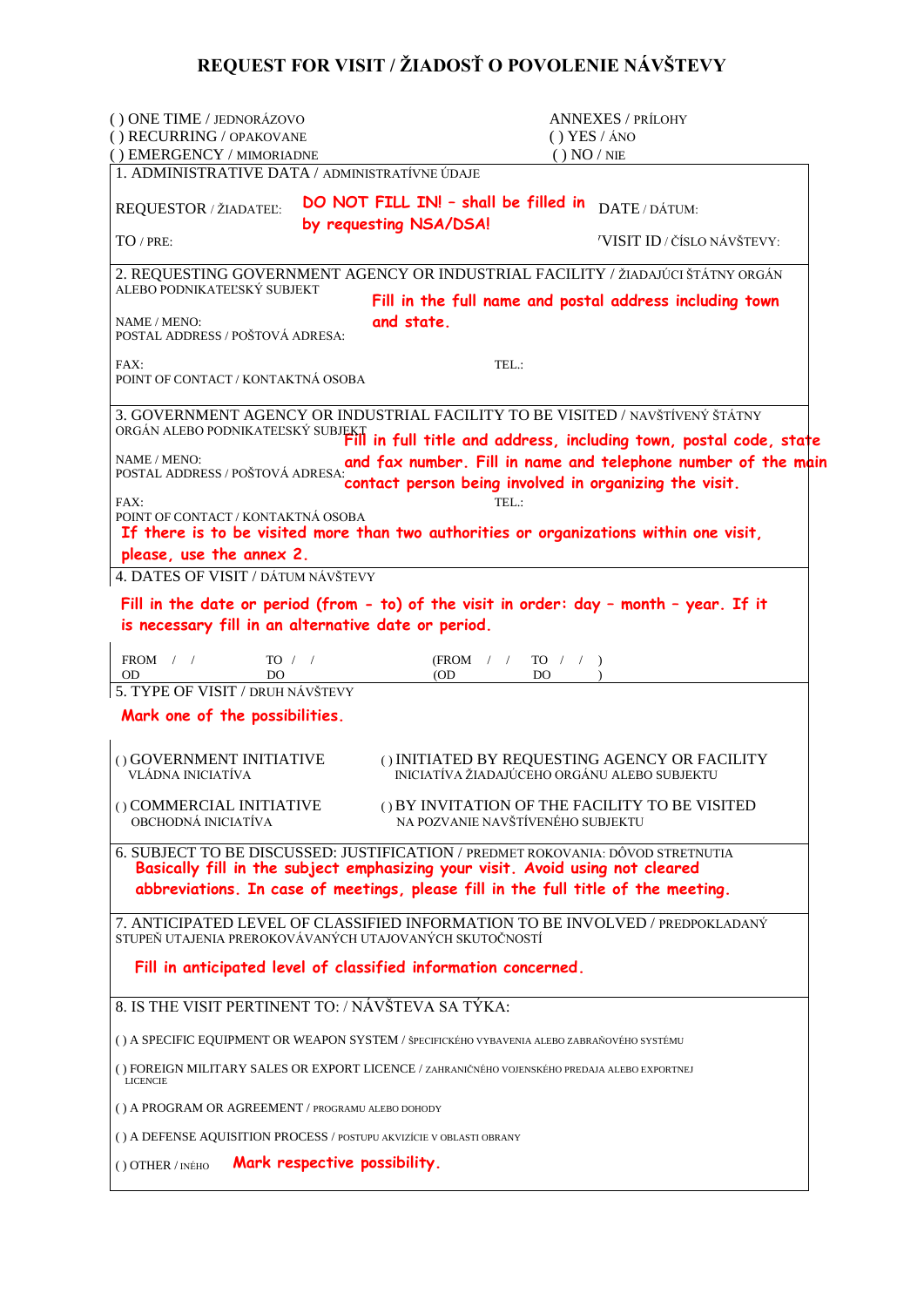# REQUEST FOR VISIT / ŽIADOSŤ O POVOLENIE NÁVŠTEVY

( ) ONE TIME / JEDNORÁZOVO
( ) RECURRING / OPAKOVANE
( ) EMERGENCY / MIMORIADNE

ANNEXES / PRÍLOHY
( ) YES / ÁNO
( ) NO / NIE

## 1. ADMINISTRATIVE DATA / ADMINISTRATÍVNE ÚDAJE

REQUESTOR / ŽIADATEĽ: **DO NOT FILL IN! – shall be filled in by requesting NSA/DSA!**

DATE / DÁTUM:

TO / PRE:

VISIT ID / ČÍSLO NÁVŠTEVY:

## 2. REQUESTING GOVERNMENT AGENCY OR INDUSTRIAL FACILITY / ŽIADAJÚCI ŠTÁTNY ORGÁN ALEBO PODNIKATEĽSKÝ SUBJEKT

**Fill in the full name and postal address including town and state.**

NAME / MENO:
POSTAL ADDRESS / POŠTOVÁ ADRESA:

FAX:
TEL.:
POINT OF CONTACT / KONTAKTNÁ OSOBA

## 3. GOVERNMENT AGENCY OR INDUSTRIAL FACILITY TO BE VISITED / NAVŠTÍVENÝ ŠTÁTNY ORGÁN ALEBO PODNIKATEĽSKÝ SUBJEKT

**Fill in full title and address, including town, postal code, state and fax number. Fill in name and telephone number of the main contact person being involved in organizing the visit.**

NAME / MENO:
POSTAL ADDRESS / POŠTOVÁ ADRESA:

FAX:
TEL.:
POINT OF CONTACT / KONTAKTNÁ OSOBA

**If there is to be visited more than two authorities or organizations within one visit, please, use the annex 2.**

## 4. DATES OF VISIT / DÁTUM NÁVŠTEVY

**Fill in the date or period (from - to) of the visit in order: day – month – year. If it is necessary fill in an alternative date or period.**

FROM / / TO / / (FROM / / TO / / )
OD DO (OD DO )

## 5. TYPE OF VISIT / DRUH NÁVŠTEVY

**Mark one of the possibilities.**

( ) GOVERNMENT INITIATIVE
VLÁDNA INICIATÍVA

( ) INITIATED BY REQUESTING AGENCY OR FACILITY
INICIATÍVA ŽIADAJÚCEHO ORGÁNU ALEBO SUBJEKTU

( ) COMMERCIAL INITIATIVE
OBCHODNÁ INICIATÍVA

( ) BY INVITATION OF THE FACILITY TO BE VISITED
NA POZVANIE NAVŠTÍVENÉHO SUBJEKTU

## 6. SUBJECT TO BE DISCUSSED: JUSTIFICATION / PREDMET ROKOVANIA: DÔVOD STRETNUTIA

**Basically fill in the subject emphasizing your visit. Avoid using not cleared abbreviations. In case of meetings, please fill in the full title of the meeting.**

## 7. ANTICIPATED LEVEL OF CLASSIFIED INFORMATION TO BE INVOLVED / PREDPOKLADANÝ STUPEŇ UTAJENIA PREROKOVÁVANÝCH UTAJOVANÝCH SKUTOČNOSTÍ

**Fill in anticipated level of classified information concerned.**

## 8. IS THE VISIT PERTINENT TO: / NÁVŠTEVA SA TÝKA:

( ) A SPECIFIC EQUIPMENT OR WEAPON SYSTEM / ŠPECIFICKÉHO VYBAVENIA ALEBO ZBRAŇOVÉHO SYSTÉMU

( ) FOREIGN MILITARY SALES OR EXPORT LICENCE / ZAHRANIČNÉHO VOJENSKÉHO PREDAJA ALEBO EXPORTNEJ LICENCIE

( ) A PROGRAM OR AGREEMENT / PROGRAMU ALEBO DOHODY

( ) A DEFENSE AQUISITION PROCESS / POSTUPU AKVIZÍCIE V OBLASTI OBRANY

( ) OTHER / INÉHO **Mark respective possibility.**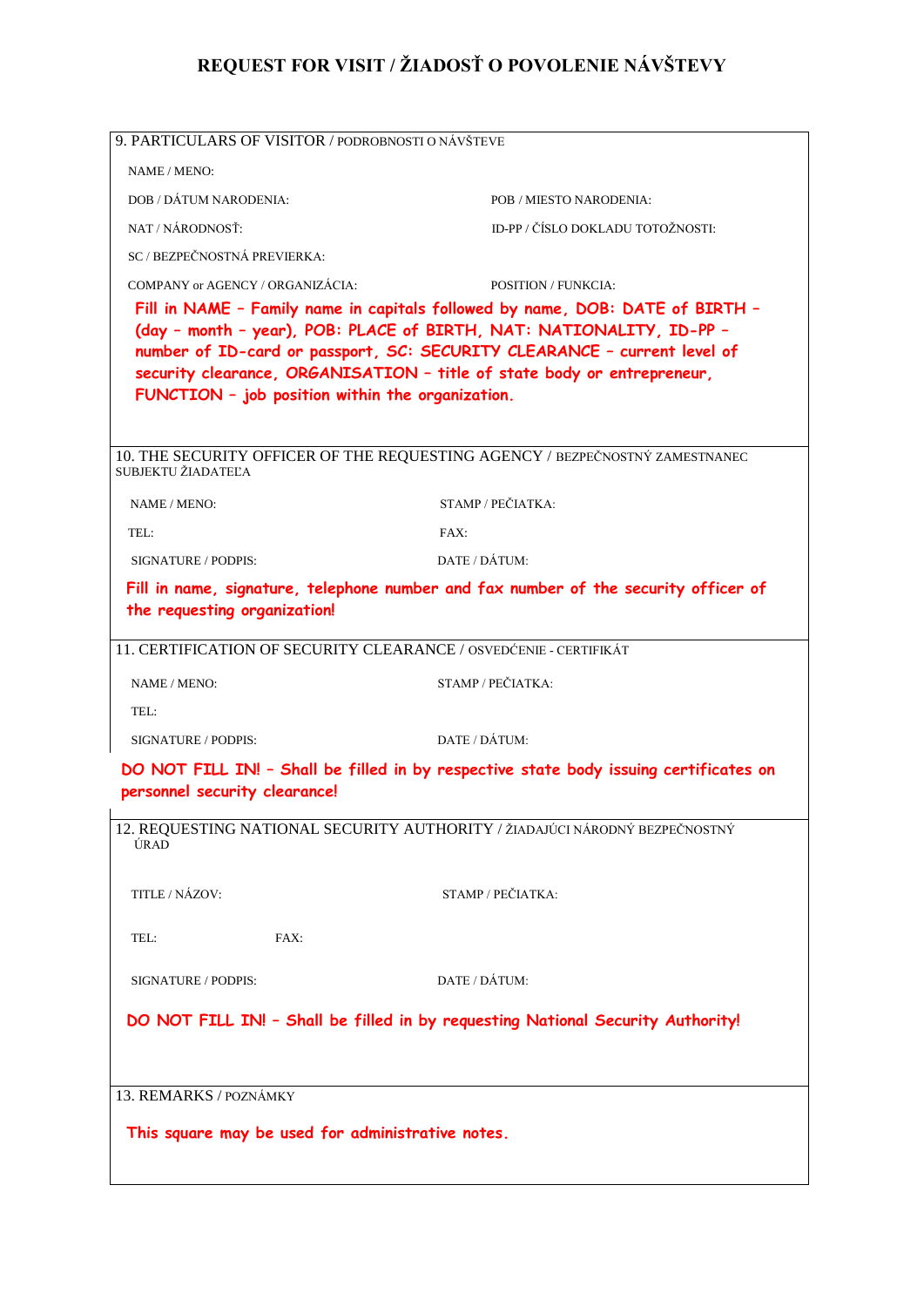# REQUEST FOR VISIT / ŽIADOSŤ O POVOLENIE NÁVŠTEVY

## 9. PARTICULARS OF VISITOR / PODROBNOSTI O NÁVŠTEVE

NAME / MENO:

DOB / DÁTUM NARODENIA: POB / MIESTO NARODENIA:

NAT / NÁRODNOSŤ: ID-PP / ČÍSLO DOKLADU TOTOŽNOSTI:

SC / BEZPEČNOSTNÁ PREVIERKA:

COMPANY or AGENCY / ORGANIZÁCIA: POSITION / FUNKCIA:

**Fill in NAME – Family name in capitals followed by name, DOB: DATE of BIRTH – (day – month – year), POB: PLACE of BIRTH, NAT: NATIONALITY, ID-PP – number of ID-card or passport, SC: SECURITY CLEARANCE – current level of security clearance, ORGANISATION – title of state body or entrepreneur, FUNCTION – job position within the organization.**

## 10. THE SECURITY OFFICER OF THE REQUESTING AGENCY / BEZPEČNOSTNÝ ZAMESTNANEC SUBJEKTU ŽIADATEĽA

NAME / MENO: STAMP / PEČIATKA:

TEL: FAX:

SIGNATURE / PODPIS: DATE / DÁTUM:

**Fill in name, signature, telephone number and fax number of the security officer of the requesting organization!**

## 11. CERTIFICATION OF SECURITY CLEARANCE / OSVEDĆENIE - CERTIFIKÁT

NAME / MENO: STAMP / PEČIATKA:

TEL:

SIGNATURE / PODPIS: DATE / DÁTUM:

**DO NOT FILL IN! – Shall be filled in by respective state body issuing certificates on personnel security clearance!**

## 12. REQUESTING NATIONAL SECURITY AUTHORITY / ŽIADAJÚCI NÁRODNÝ BEZPEČNOSTNÝ ÚRAD

TITLE / NÁZOV: STAMP / PEČIATKA:

TEL: FAX:

SIGNATURE / PODPIS: DATE / DÁTUM:

**DO NOT FILL IN! – Shall be filled in by requesting National Security Authority!**

## 13. REMARKS / POZNÁMKY

**This square may be used for administrative notes.**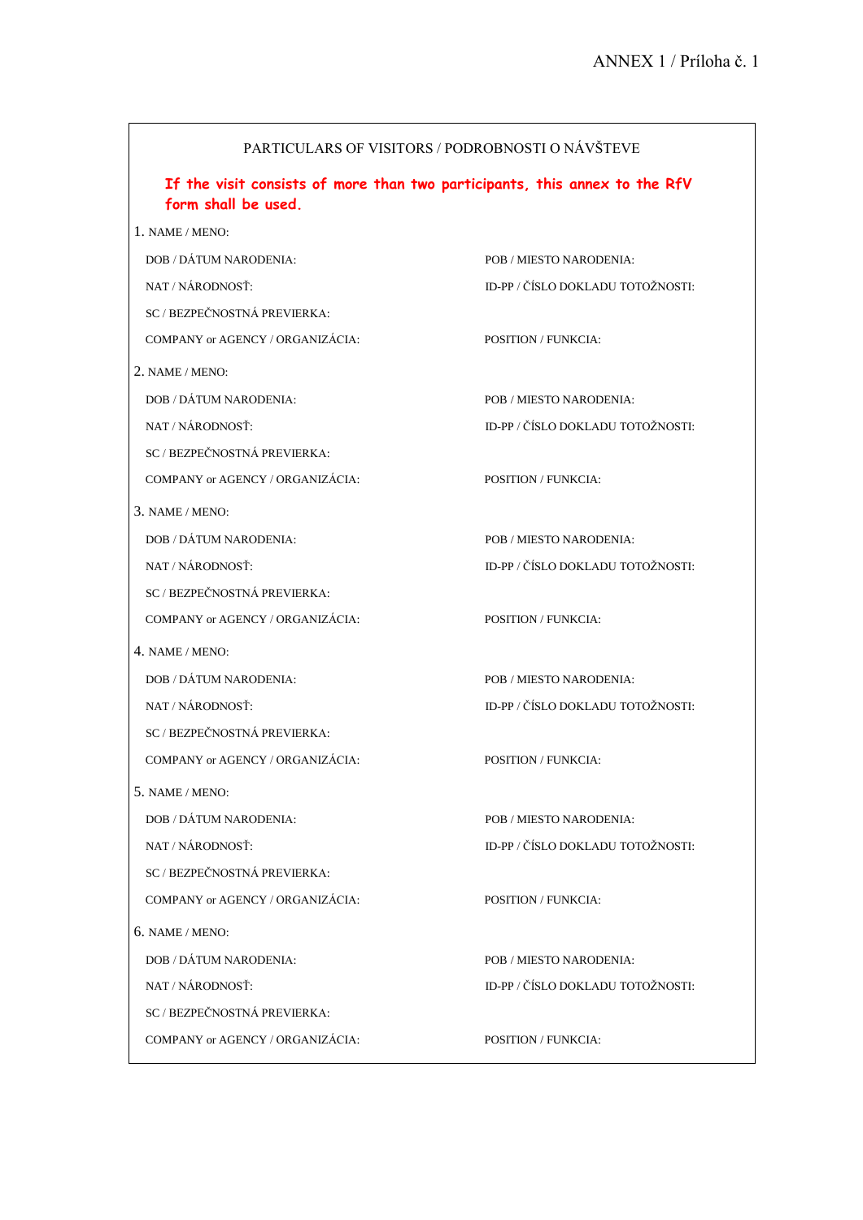ANNEX 1 / Príloha č. 1

PARTICULARS OF VISITORS / PODROBNOSTI O NÁVŠTEVE

**If the visit consists of more than two participants, this annex to the RfV form shall be used.**

1. NAME / MENO:

DOB / DÁTUM NARODENIA: POB / MIESTO NARODENIA:

NAT / NÁRODNOSŤ: ID-PP / ČÍSLO DOKLADU TOTOŽNOSTI:

SC / BEZPEČNOSTNÁ PREVIERKA:

COMPANY or AGENCY / ORGANIZÁCIA: POSITION / FUNKCIA:

2. NAME / MENO:

DOB / DÁTUM NARODENIA: POB / MIESTO NARODENIA:

NAT / NÁRODNOSŤ: ID-PP / ČÍSLO DOKLADU TOTOŽNOSTI:

SC / BEZPEČNOSTNÁ PREVIERKA:

COMPANY or AGENCY / ORGANIZÁCIA: POSITION / FUNKCIA:

3. NAME / MENO:

DOB / DÁTUM NARODENIA: POB / MIESTO NARODENIA:

NAT / NÁRODNOSŤ: ID-PP / ČÍSLO DOKLADU TOTOŽNOSTI:

SC / BEZPEČNOSTNÁ PREVIERKA:

COMPANY or AGENCY / ORGANIZÁCIA: POSITION / FUNKCIA:

4. NAME / MENO:

DOB / DÁTUM NARODENIA: POB / MIESTO NARODENIA:

NAT / NÁRODNOSŤ: ID-PP / ČÍSLO DOKLADU TOTOŽNOSTI:

SC / BEZPEČNOSTNÁ PREVIERKA:

COMPANY or AGENCY / ORGANIZÁCIA: POSITION / FUNKCIA:

5. NAME / MENO:

DOB / DÁTUM NARODENIA: POB / MIESTO NARODENIA:

NAT / NÁRODNOSŤ: ID-PP / ČÍSLO DOKLADU TOTOŽNOSTI:

SC / BEZPEČNOSTNÁ PREVIERKA:

COMPANY or AGENCY / ORGANIZÁCIA: POSITION / FUNKCIA:

6. NAME / MENO:

DOB / DÁTUM NARODENIA: POB / MIESTO NARODENIA:

NAT / NÁRODNOSŤ: ID-PP / ČÍSLO DOKLADU TOTOŽNOSTI:

SC / BEZPEČNOSTNÁ PREVIERKA:

COMPANY or AGENCY / ORGANIZÁCIA: POSITION / FUNKCIA: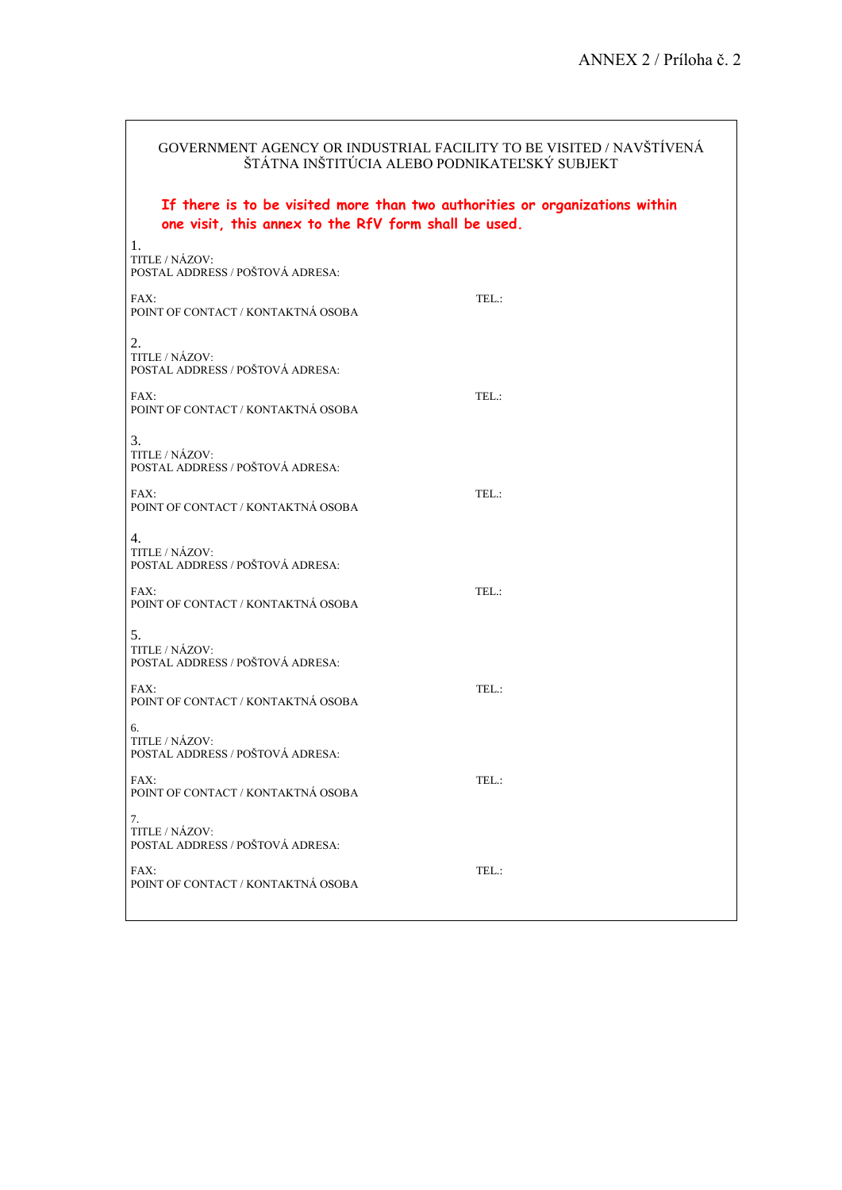ANNEX 2 / Príloha č. 2

GOVERNMENT AGENCY OR INDUSTRIAL FACILITY TO BE VISITED / NAVŠTÍVENÁ ŠTÁTNA INŠTITÚCIA ALEBO PODNIKATEĽSKÝ SUBJEKT

**If there is to be visited more than two authorities or organizations within one visit, this annex to the RfV form shall be used.**

1.
TITLE / NÁZOV:
POSTAL ADDRESS / POŠTOVÁ ADRESA:

FAX: TEL.:
POINT OF CONTACT / KONTAKTNÁ OSOBA

2.
TITLE / NÁZOV:
POSTAL ADDRESS / POŠTOVÁ ADRESA:

FAX: TEL.:
POINT OF CONTACT / KONTAKTNÁ OSOBA

3.
TITLE / NÁZOV:
POSTAL ADDRESS / POŠTOVÁ ADRESA:

FAX: TEL.:
POINT OF CONTACT / KONTAKTNÁ OSOBA

4.
TITLE / NÁZOV:
POSTAL ADDRESS / POŠTOVÁ ADRESA:

FAX: TEL.:
POINT OF CONTACT / KONTAKTNÁ OSOBA

5.
TITLE / NÁZOV:
POSTAL ADDRESS / POŠTOVÁ ADRESA:

FAX: TEL.:
POINT OF CONTACT / KONTAKTNÁ OSOBA

6.
TITLE / NÁZOV:
POSTAL ADDRESS / POŠTOVÁ ADRESA:

FAX: TEL.:
POINT OF CONTACT / KONTAKTNÁ OSOBA

7.
TITLE / NÁZOV:
POSTAL ADDRESS / POŠTOVÁ ADRESA:

FAX: TEL.:
POINT OF CONTACT / KONTAKTNÁ OSOBA